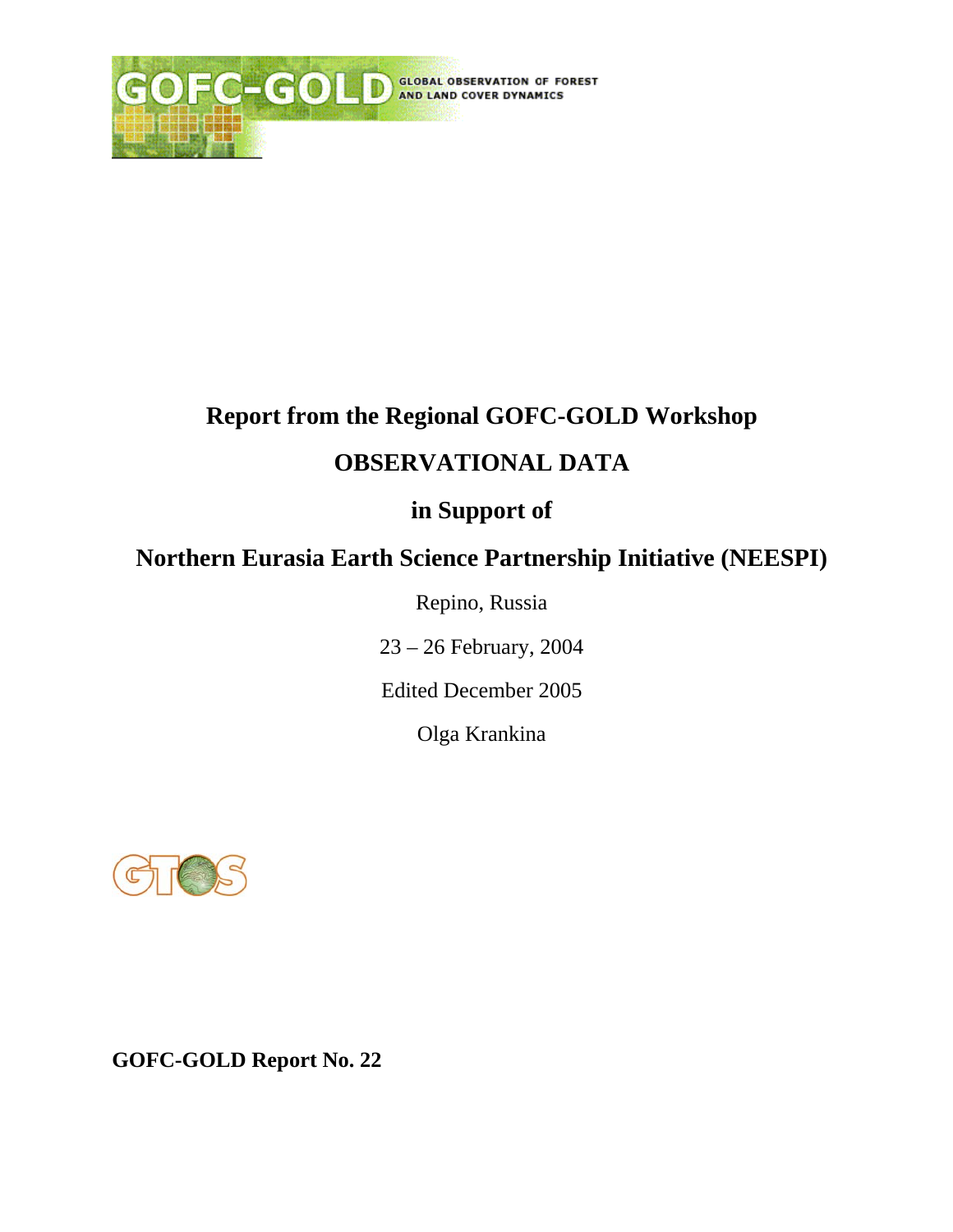GOFC-GOLD GLOBAL OBSERVATION OF FOREST AND LAND COVER DYNAMICS

# Report from the Regional GOFC-GOLD Workshop

# OBSERVATIONAL DATA

# in Support of

# Northern Eurasia Earth Science Partnership Initiative (NEESPI)

Repino, Russia

23 – 26 February, 2004

Edited December 2005

Olga Krankina

GTOS

**GOFC-GOLD Report No. 22**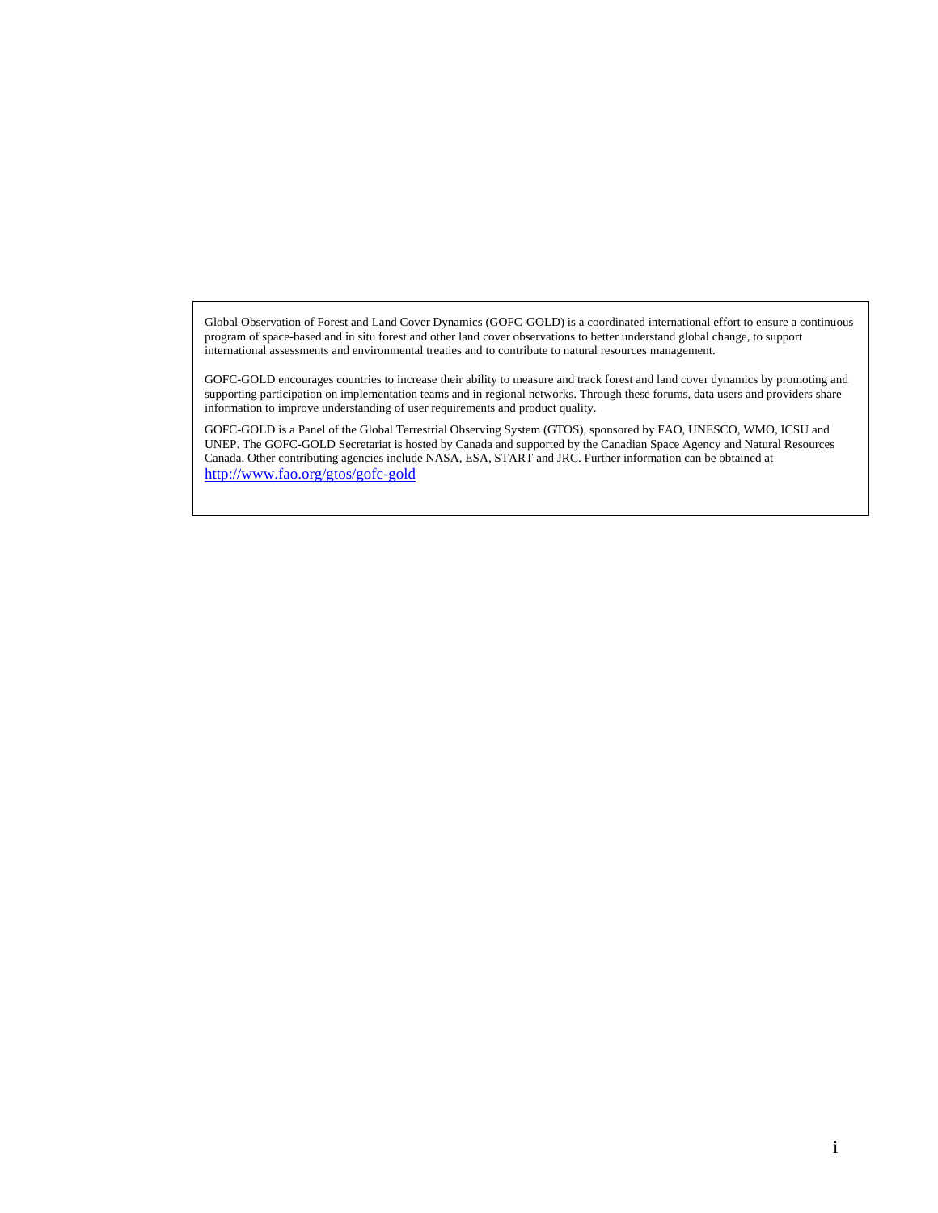Global Observation of Forest and Land Cover Dynamics (GOFC-GOLD) is a coordinated international effort to ensure a continuous program of space-based and in situ forest and other land cover observations to better understand global change, to support international assessments and environmental treaties and to contribute to natural resources management.

GOFC-GOLD encourages countries to increase their ability to measure and track forest and land cover dynamics by promoting and supporting participation on implementation teams and in regional networks. Through these forums, data users and providers share information to improve understanding of user requirements and product quality.

GOFC-GOLD is a Panel of the Global Terrestrial Observing System (GTOS), sponsored by FAO, UNESCO, WMO, ICSU and UNEP. The GOFC-GOLD Secretariat is hosted by Canada and supported by the Canadian Space Agency and Natural Resources Canada. Other contributing agencies include NASA, ESA, START and JRC. Further information can be obtained at http://www.fao.org/gtos/gofc-gold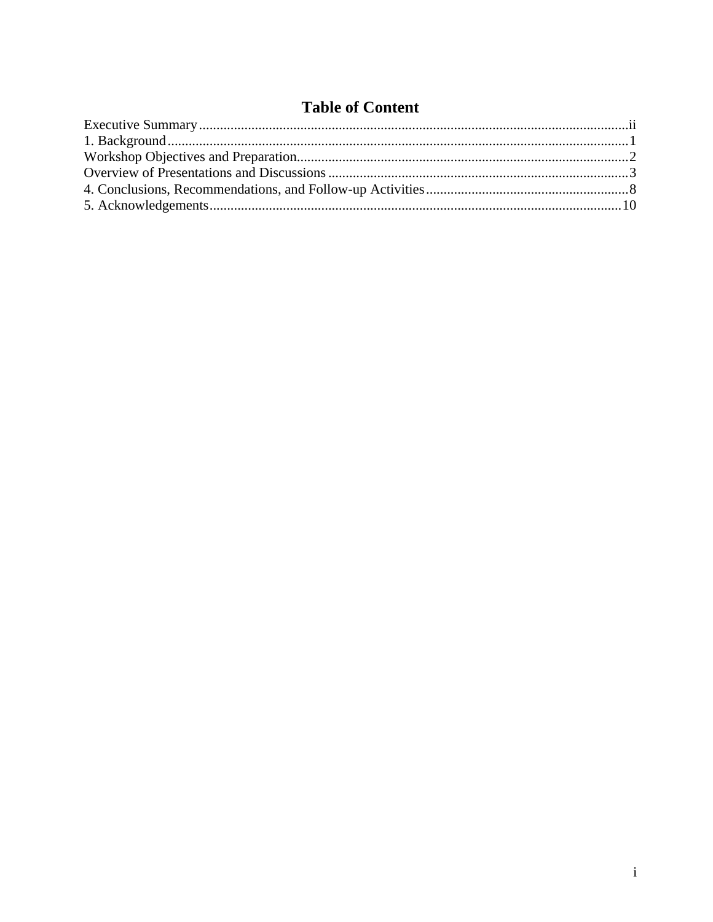# Table of Content

Executive Summary....................................................................................................................ii
1. Background..............................................................................................................................1
Workshop Objectives and Preparation......................................................................................2
Overview of Presentations and Discussions..............................................................................3
4. Conclusions, Recommendations, and Follow-up Activities..................................................8
5. Acknowledgements................................................................................................................10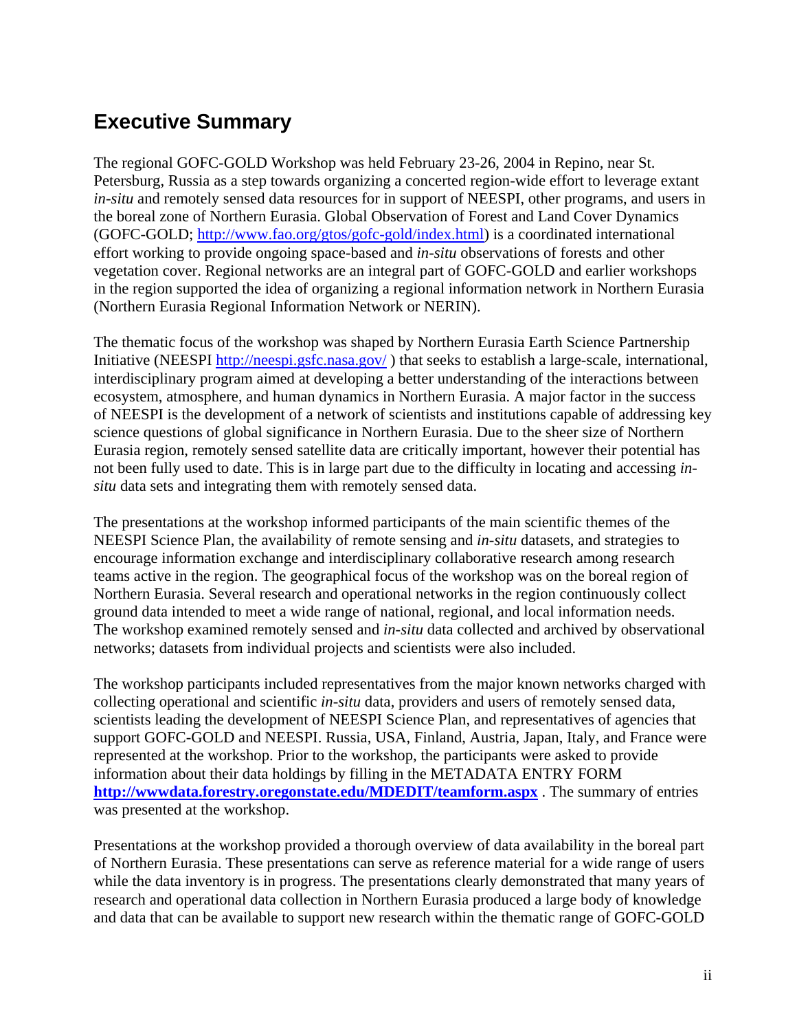## Executive Summary

The regional GOFC-GOLD Workshop was held February 23-26, 2004 in Repino, near St. Petersburg, Russia as a step towards organizing a concerted region-wide effort to leverage extant *in-situ* and remotely sensed data resources for in support of NEESPI, other programs, and users in the boreal zone of Northern Eurasia. Global Observation of Forest and Land Cover Dynamics (GOFC-GOLD; http://www.fao.org/gtos/gofc-gold/index.html) is a coordinated international effort working to provide ongoing space-based and *in-situ* observations of forests and other vegetation cover. Regional networks are an integral part of GOFC-GOLD and earlier workshops in the region supported the idea of organizing a regional information network in Northern Eurasia (Northern Eurasia Regional Information Network or NERIN).

The thematic focus of the workshop was shaped by Northern Eurasia Earth Science Partnership Initiative (NEESPI http://neespi.gsfc.nasa.gov/ ) that seeks to establish a large-scale, international, interdisciplinary program aimed at developing a better understanding of the interactions between ecosystem, atmosphere, and human dynamics in Northern Eurasia. A major factor in the success of NEESPI is the development of a network of scientists and institutions capable of addressing key science questions of global significance in Northern Eurasia. Due to the sheer size of Northern Eurasia region, remotely sensed satellite data are critically important, however their potential has not been fully used to date. This is in large part due to the difficulty in locating and accessing *in-situ* data sets and integrating them with remotely sensed data.

The presentations at the workshop informed participants of the main scientific themes of the NEESPI Science Plan, the availability of remote sensing and *in-situ* datasets, and strategies to encourage information exchange and interdisciplinary collaborative research among research teams active in the region. The geographical focus of the workshop was on the boreal region of Northern Eurasia. Several research and operational networks in the region continuously collect ground data intended to meet a wide range of national, regional, and local information needs. The workshop examined remotely sensed and *in-situ* data collected and archived by observational networks; datasets from individual projects and scientists were also included.

The workshop participants included representatives from the major known networks charged with collecting operational and scientific *in-situ* data, providers and users of remotely sensed data, scientists leading the development of NEESPI Science Plan, and representatives of agencies that support GOFC-GOLD and NEESPI. Russia, USA, Finland, Austria, Japan, Italy, and France were represented at the workshop. Prior to the workshop, the participants were asked to provide information about their data holdings by filling in the METADATA ENTRY FORM **http://wwwdata.forestry.oregonstate.edu/MDEDIT/teamform.aspx** . The summary of entries was presented at the workshop.

Presentations at the workshop provided a thorough overview of data availability in the boreal part of Northern Eurasia. These presentations can serve as reference material for a wide range of users while the data inventory is in progress. The presentations clearly demonstrated that many years of research and operational data collection in Northern Eurasia produced a large body of knowledge and data that can be available to support new research within the thematic range of GOFC-GOLD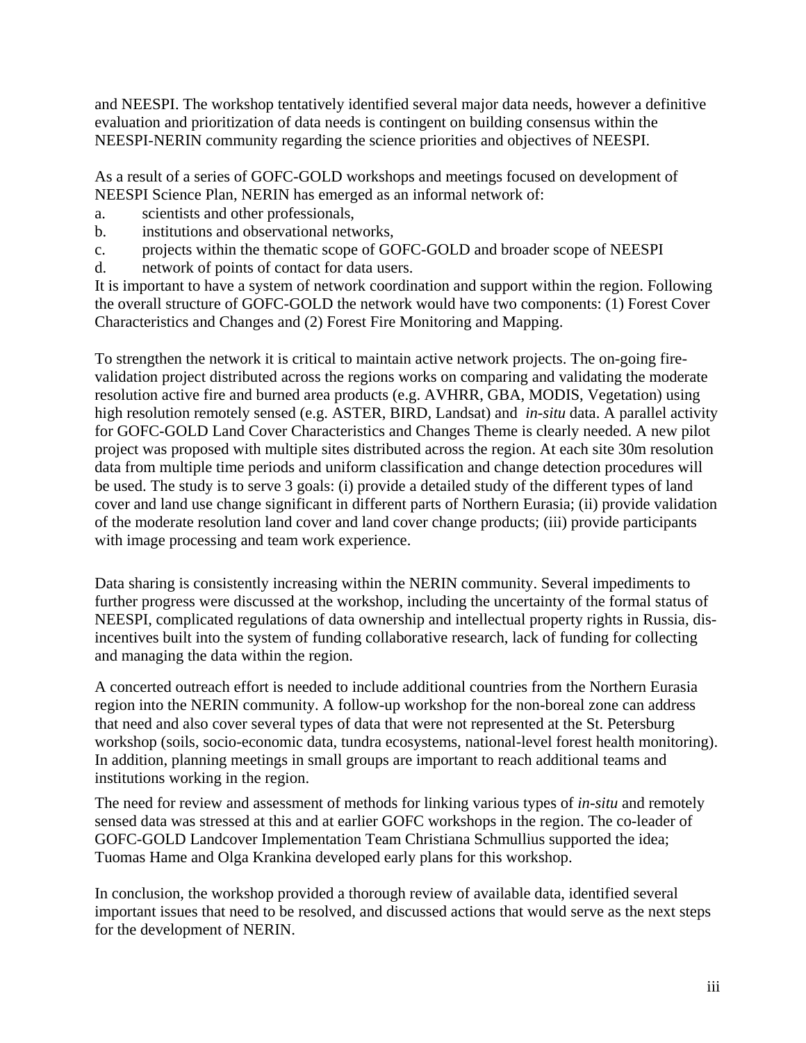and NEESPI. The workshop tentatively identified several major data needs, however a definitive evaluation and prioritization of data needs is contingent on building consensus within the NEESPI-NERIN community regarding the science priorities and objectives of NEESPI.

As a result of a series of GOFC-GOLD workshops and meetings focused on development of NEESPI Science Plan, NERIN has emerged as an informal network of:

a. scientists and other professionals,
b. institutions and observational networks,
c. projects within the thematic scope of GOFC-GOLD and broader scope of NEESPI
d. network of points of contact for data users.

It is important to have a system of network coordination and support within the region. Following the overall structure of GOFC-GOLD the network would have two components: (1) Forest Cover Characteristics and Changes and (2) Forest Fire Monitoring and Mapping.

To strengthen the network it is critical to maintain active network projects. The on-going fire-validation project distributed across the regions works on comparing and validating the moderate resolution active fire and burned area products (e.g. AVHRR, GBA, MODIS, Vegetation) using high resolution remotely sensed (e.g. ASTER, BIRD, Landsat) and *in-situ* data. A parallel activity for GOFC-GOLD Land Cover Characteristics and Changes Theme is clearly needed. A new pilot project was proposed with multiple sites distributed across the region. At each site 30m resolution data from multiple time periods and uniform classification and change detection procedures will be used. The study is to serve 3 goals: (i) provide a detailed study of the different types of land cover and land use change significant in different parts of Northern Eurasia; (ii) provide validation of the moderate resolution land cover and land cover change products; (iii) provide participants with image processing and team work experience.

Data sharing is consistently increasing within the NERIN community. Several impediments to further progress were discussed at the workshop, including the uncertainty of the formal status of NEESPI, complicated regulations of data ownership and intellectual property rights in Russia, dis-incentives built into the system of funding collaborative research, lack of funding for collecting and managing the data within the region.

A concerted outreach effort is needed to include additional countries from the Northern Eurasia region into the NERIN community. A follow-up workshop for the non-boreal zone can address that need and also cover several types of data that were not represented at the St. Petersburg workshop (soils, socio-economic data, tundra ecosystems, national-level forest health monitoring). In addition, planning meetings in small groups are important to reach additional teams and institutions working in the region.

The need for review and assessment of methods for linking various types of *in-situ* and remotely sensed data was stressed at this and at earlier GOFC workshops in the region. The co-leader of GOFC-GOLD Landcover Implementation Team Christiana Schmullius supported the idea; Tuomas Hame and Olga Krankina developed early plans for this workshop.

In conclusion, the workshop provided a thorough review of available data, identified several important issues that need to be resolved, and discussed actions that would serve as the next steps for the development of NERIN.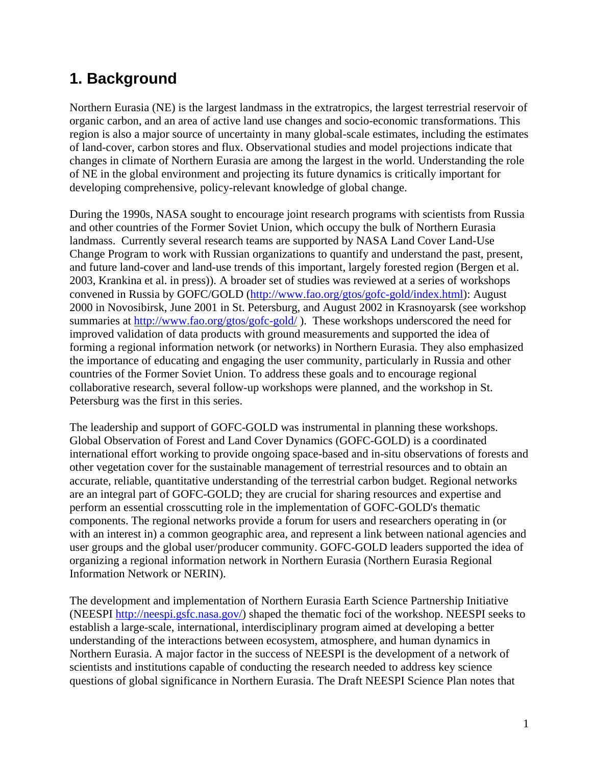# 1. Background

Northern Eurasia (NE) is the largest landmass in the extratropics, the largest terrestrial reservoir of organic carbon, and an area of active land use changes and socio-economic transformations. This region is also a major source of uncertainty in many global-scale estimates, including the estimates of land-cover, carbon stores and flux. Observational studies and model projections indicate that changes in climate of Northern Eurasia are among the largest in the world. Understanding the role of NE in the global environment and projecting its future dynamics is critically important for developing comprehensive, policy-relevant knowledge of global change.

During the 1990s, NASA sought to encourage joint research programs with scientists from Russia and other countries of the Former Soviet Union, which occupy the bulk of Northern Eurasia landmass. Currently several research teams are supported by NASA Land Cover Land-Use Change Program to work with Russian organizations to quantify and understand the past, present, and future land-cover and land-use trends of this important, largely forested region (Bergen et al. 2003, Krankina et al. in press)). A broader set of studies was reviewed at a series of workshops convened in Russia by GOFC/GOLD (http://www.fao.org/gtos/gofc-gold/index.html): August 2000 in Novosibirsk, June 2001 in St. Petersburg, and August 2002 in Krasnoyarsk (see workshop summaries at http://www.fao.org/gtos/gofc-gold/ ). These workshops underscored the need for improved validation of data products with ground measurements and supported the idea of forming a regional information network (or networks) in Northern Eurasia. They also emphasized the importance of educating and engaging the user community, particularly in Russia and other countries of the Former Soviet Union. To address these goals and to encourage regional collaborative research, several follow-up workshops were planned, and the workshop in St. Petersburg was the first in this series.

The leadership and support of GOFC-GOLD was instrumental in planning these workshops. Global Observation of Forest and Land Cover Dynamics (GOFC-GOLD) is a coordinated international effort working to provide ongoing space-based and in-situ observations of forests and other vegetation cover for the sustainable management of terrestrial resources and to obtain an accurate, reliable, quantitative understanding of the terrestrial carbon budget. Regional networks are an integral part of GOFC-GOLD; they are crucial for sharing resources and expertise and perform an essential crosscutting role in the implementation of GOFC-GOLD's thematic components. The regional networks provide a forum for users and researchers operating in (or with an interest in) a common geographic area, and represent a link between national agencies and user groups and the global user/producer community. GOFC-GOLD leaders supported the idea of organizing a regional information network in Northern Eurasia (Northern Eurasia Regional Information Network or NERIN).

The development and implementation of Northern Eurasia Earth Science Partnership Initiative (NEESPI http://neespi.gsfc.nasa.gov/) shaped the thematic foci of the workshop. NEESPI seeks to establish a large-scale, international, interdisciplinary program aimed at developing a better understanding of the interactions between ecosystem, atmosphere, and human dynamics in Northern Eurasia. A major factor in the success of NEESPI is the development of a network of scientists and institutions capable of conducting the research needed to address key science questions of global significance in Northern Eurasia. The Draft NEESPI Science Plan notes that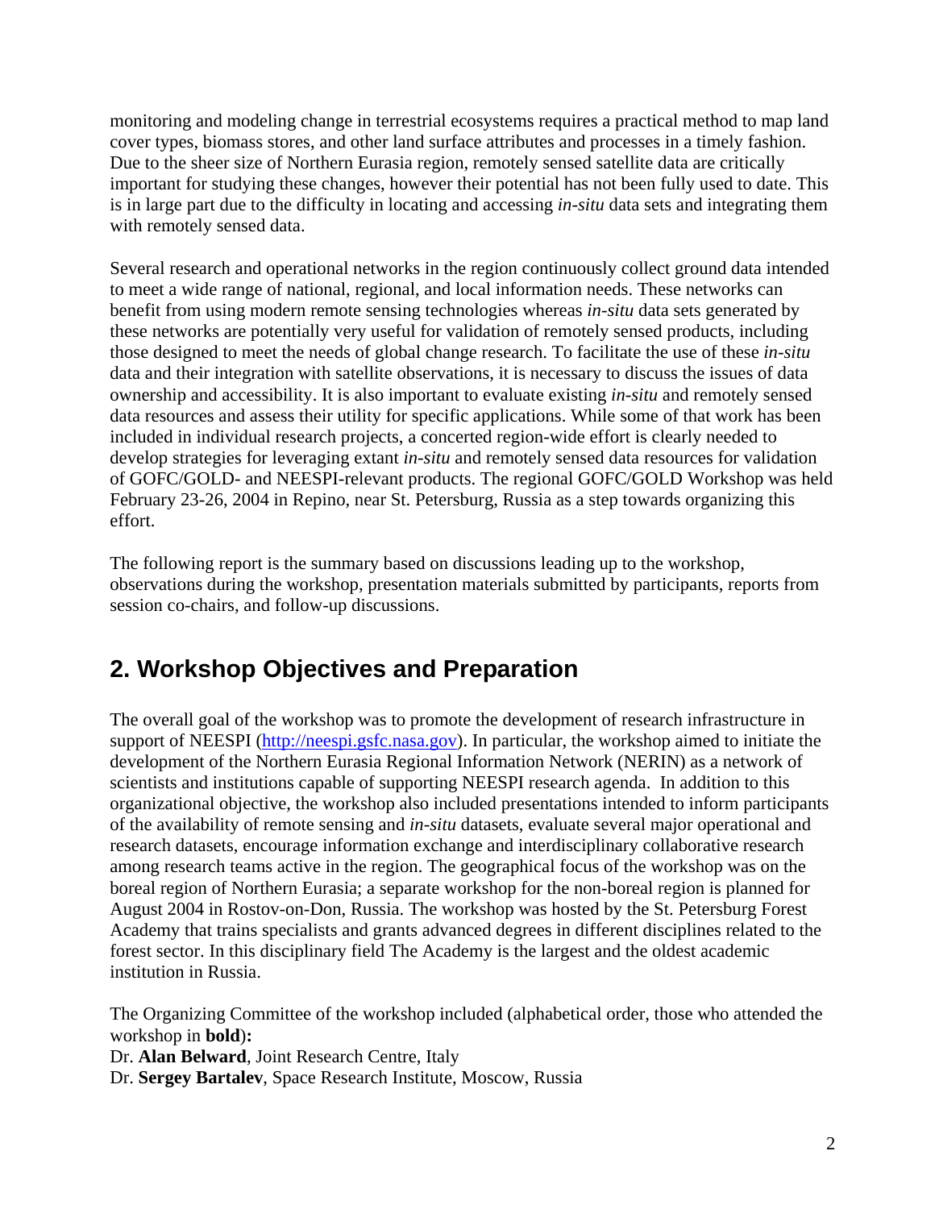monitoring and modeling change in terrestrial ecosystems requires a practical method to map land cover types, biomass stores, and other land surface attributes and processes in a timely fashion. Due to the sheer size of Northern Eurasia region, remotely sensed satellite data are critically important for studying these changes, however their potential has not been fully used to date. This is in large part due to the difficulty in locating and accessing *in-situ* data sets and integrating them with remotely sensed data.

Several research and operational networks in the region continuously collect ground data intended to meet a wide range of national, regional, and local information needs. These networks can benefit from using modern remote sensing technologies whereas *in-situ* data sets generated by these networks are potentially very useful for validation of remotely sensed products, including those designed to meet the needs of global change research. To facilitate the use of these *in-situ* data and their integration with satellite observations, it is necessary to discuss the issues of data ownership and accessibility. It is also important to evaluate existing *in-situ* and remotely sensed data resources and assess their utility for specific applications. While some of that work has been included in individual research projects, a concerted region-wide effort is clearly needed to develop strategies for leveraging extant *in-situ* and remotely sensed data resources for validation of GOFC/GOLD- and NEESPI-relevant products. The regional GOFC/GOLD Workshop was held February 23-26, 2004 in Repino, near St. Petersburg, Russia as a step towards organizing this effort.

The following report is the summary based on discussions leading up to the workshop, observations during the workshop, presentation materials submitted by participants, reports from session co-chairs, and follow-up discussions.

## 2. Workshop Objectives and Preparation

The overall goal of the workshop was to promote the development of research infrastructure in support of NEESPI (http://neespi.gsfc.nasa.gov). In particular, the workshop aimed to initiate the development of the Northern Eurasia Regional Information Network (NERIN) as a network of scientists and institutions capable of supporting NEESPI research agenda. In addition to this organizational objective, the workshop also included presentations intended to inform participants of the availability of remote sensing and *in-situ* datasets, evaluate several major operational and research datasets, encourage information exchange and interdisciplinary collaborative research among research teams active in the region. The geographical focus of the workshop was on the boreal region of Northern Eurasia; a separate workshop for the non-boreal region is planned for August 2004 in Rostov-on-Don, Russia. The workshop was hosted by the St. Petersburg Forest Academy that trains specialists and grants advanced degrees in different disciplines related to the forest sector. In this disciplinary field The Academy is the largest and the oldest academic institution in Russia.

The Organizing Committee of the workshop included (alphabetical order, those who attended the workshop in **bold**)**:**

Dr. **Alan Belward**, Joint Research Centre, Italy

Dr. **Sergey Bartalev**, Space Research Institute, Moscow, Russia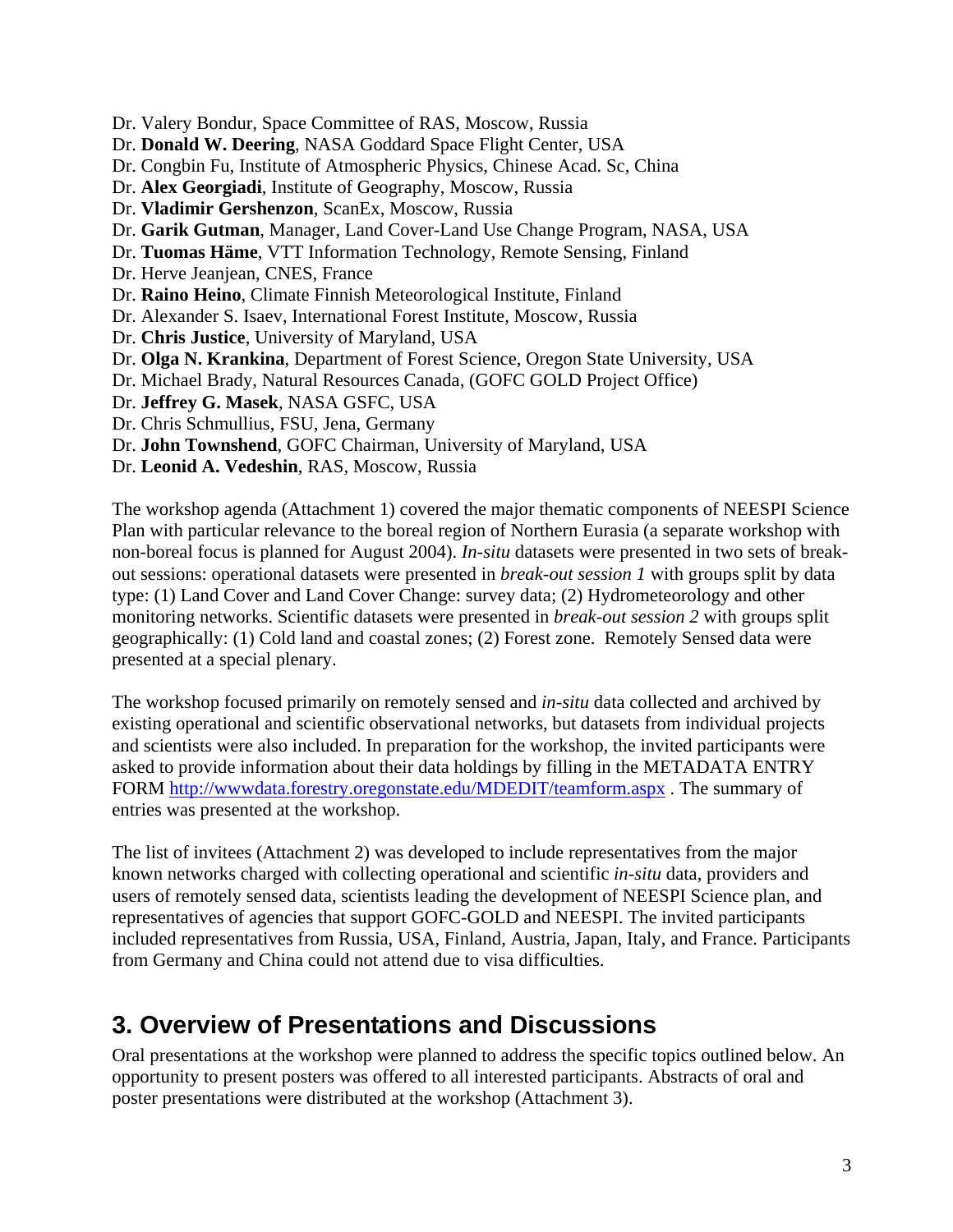Dr. Valery Bondur, Space Committee of RAS, Moscow, Russia  
Dr. **Donald W. Deering**, NASA Goddard Space Flight Center, USA  
Dr. Congbin Fu, Institute of Atmospheric Physics, Chinese Acad. Sc, China  
Dr. **Alex Georgiadi**, Institute of Geography, Moscow, Russia  
Dr. **Vladimir Gershenzon**, ScanEx, Moscow, Russia  
Dr. **Garik Gutman**, Manager, Land Cover-Land Use Change Program, NASA, USA  
Dr. **Tuomas Häme**, VTT Information Technology, Remote Sensing, Finland  
Dr. Herve Jeanjean, CNES, France  
Dr. **Raino Heino**, Climate Finnish Meteorological Institute, Finland  
Dr. Alexander S. Isaev, International Forest Institute, Moscow, Russia  
Dr. **Chris Justice**, University of Maryland, USA  
Dr. **Olga N. Krankina**, Department of Forest Science, Oregon State University, USA  
Dr. Michael Brady, Natural Resources Canada, (GOFC GOLD Project Office)  
Dr. **Jeffrey G. Masek**, NASA GSFC, USA  
Dr. Chris Schmullius, FSU, Jena, Germany  
Dr. **John Townshend**, GOFC Chairman, University of Maryland, USA  
Dr. **Leonid A. Vedeshin**, RAS, Moscow, Russia

The workshop agenda (Attachment 1) covered the major thematic components of NEESPI Science Plan with particular relevance to the boreal region of Northern Eurasia (a separate workshop with non-boreal focus is planned for August 2004). *In-situ* datasets were presented in two sets of break-out sessions: operational datasets were presented in *break-out session 1* with groups split by data type: (1) Land Cover and Land Cover Change: survey data; (2) Hydrometeorology and other monitoring networks. Scientific datasets were presented in *break-out session 2* with groups split geographically: (1) Cold land and coastal zones; (2) Forest zone. Remotely Sensed data were presented at a special plenary.

The workshop focused primarily on remotely sensed and *in-situ* data collected and archived by existing operational and scientific observational networks, but datasets from individual projects and scientists were also included. In preparation for the workshop, the invited participants were asked to provide information about their data holdings by filling in the METADATA ENTRY FORM http://wwwdata.forestry.oregonstate.edu/MDEDIT/teamform.aspx . The summary of entries was presented at the workshop.

The list of invitees (Attachment 2) was developed to include representatives from the major known networks charged with collecting operational and scientific *in-situ* data, providers and users of remotely sensed data, scientists leading the development of NEESPI Science plan, and representatives of agencies that support GOFC-GOLD and NEESPI. The invited participants included representatives from Russia, USA, Finland, Austria, Japan, Italy, and France. Participants from Germany and China could not attend due to visa difficulties.

## 3. Overview of Presentations and Discussions

Oral presentations at the workshop were planned to address the specific topics outlined below. An opportunity to present posters was offered to all interested participants. Abstracts of oral and poster presentations were distributed at the workshop (Attachment 3).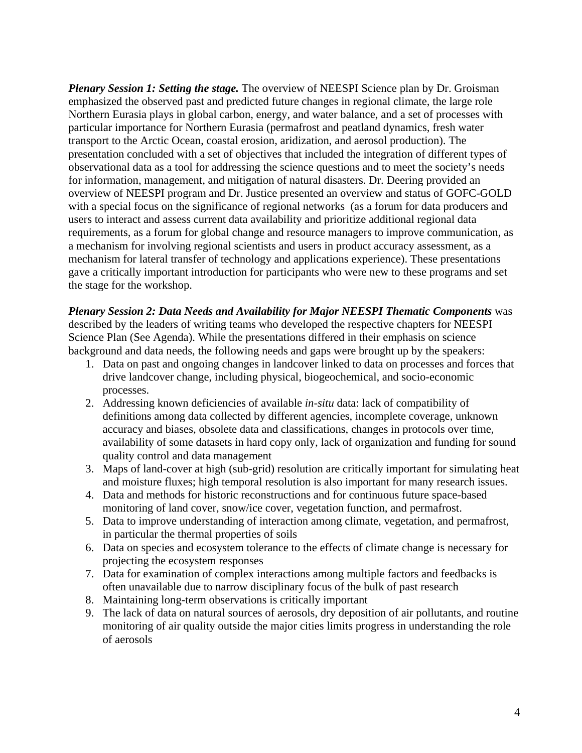***Plenary Session 1: Setting the stage.*** The overview of NEESPI Science plan by Dr. Groisman emphasized the observed past and predicted future changes in regional climate, the large role Northern Eurasia plays in global carbon, energy, and water balance, and a set of processes with particular importance for Northern Eurasia (permafrost and peatland dynamics, fresh water transport to the Arctic Ocean, coastal erosion, aridization, and aerosol production). The presentation concluded with a set of objectives that included the integration of different types of observational data as a tool for addressing the science questions and to meet the society's needs for information, management, and mitigation of natural disasters. Dr. Deering provided an overview of NEESPI program and Dr. Justice presented an overview and status of GOFC-GOLD with a special focus on the significance of regional networks (as a forum for data producers and users to interact and assess current data availability and prioritize additional regional data requirements, as a forum for global change and resource managers to improve communication, as a mechanism for involving regional scientists and users in product accuracy assessment, as a mechanism for lateral transfer of technology and applications experience). These presentations gave a critically important introduction for participants who were new to these programs and set the stage for the workshop.

***Plenary Session 2: Data Needs and Availability for Major NEESPI Thematic Components*** was described by the leaders of writing teams who developed the respective chapters for NEESPI Science Plan (See Agenda). While the presentations differed in their emphasis on science background and data needs, the following needs and gaps were brought up by the speakers:

1. Data on past and ongoing changes in landcover linked to data on processes and forces that drive landcover change, including physical, biogeochemical, and socio-economic processes.
2. Addressing known deficiencies of available *in-situ* data: lack of compatibility of definitions among data collected by different agencies, incomplete coverage, unknown accuracy and biases, obsolete data and classifications, changes in protocols over time, availability of some datasets in hard copy only, lack of organization and funding for sound quality control and data management
3. Maps of land-cover at high (sub-grid) resolution are critically important for simulating heat and moisture fluxes; high temporal resolution is also important for many research issues.
4. Data and methods for historic reconstructions and for continuous future space-based monitoring of land cover, snow/ice cover, vegetation function, and permafrost.
5. Data to improve understanding of interaction among climate, vegetation, and permafrost, in particular the thermal properties of soils
6. Data on species and ecosystem tolerance to the effects of climate change is necessary for projecting the ecosystem responses
7. Data for examination of complex interactions among multiple factors and feedbacks is often unavailable due to narrow disciplinary focus of the bulk of past research
8. Maintaining long-term observations is critically important
9. The lack of data on natural sources of aerosols, dry deposition of air pollutants, and routine monitoring of air quality outside the major cities limits progress in understanding the role of aerosols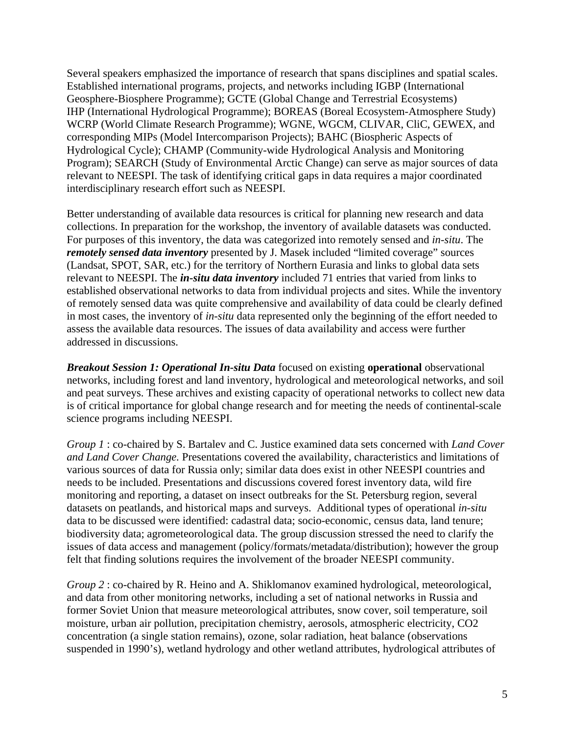Several speakers emphasized the importance of research that spans disciplines and spatial scales. Established international programs, projects, and networks including IGBP (International Geosphere-Biosphere Programme); GCTE (Global Change and Terrestrial Ecosystems) IHP (International Hydrological Programme); BOREAS (Boreal Ecosystem-Atmosphere Study) WCRP (World Climate Research Programme); WGNE, WGCM, CLIVAR, CliC, GEWEX, and corresponding MIPs (Model Intercomparison Projects); BAHC (Biospheric Aspects of Hydrological Cycle); CHAMP (Community-wide Hydrological Analysis and Monitoring Program); SEARCH (Study of Environmental Arctic Change) can serve as major sources of data relevant to NEESPI. The task of identifying critical gaps in data requires a major coordinated interdisciplinary research effort such as NEESPI.

Better understanding of available data resources is critical for planning new research and data collections. In preparation for the workshop, the inventory of available datasets was conducted. For purposes of this inventory, the data was categorized into remotely sensed and *in-situ*. The ***remotely sensed data inventory*** presented by J. Masek included "limited coverage" sources (Landsat, SPOT, SAR, etc.) for the territory of Northern Eurasia and links to global data sets relevant to NEESPI. The ***in-situ data inventory*** included 71 entries that varied from links to established observational networks to data from individual projects and sites. While the inventory of remotely sensed data was quite comprehensive and availability of data could be clearly defined in most cases, the inventory of *in-situ* data represented only the beginning of the effort needed to assess the available data resources. The issues of data availability and access were further addressed in discussions.

***Breakout Session 1: Operational In-situ Data*** focused on existing **operational** observational networks, including forest and land inventory, hydrological and meteorological networks, and soil and peat surveys. These archives and existing capacity of operational networks to collect new data is of critical importance for global change research and for meeting the needs of continental-scale science programs including NEESPI.

*Group 1* : co-chaired by S. Bartalev and C. Justice examined data sets concerned with *Land Cover and Land Cover Change.* Presentations covered the availability, characteristics and limitations of various sources of data for Russia only; similar data does exist in other NEESPI countries and needs to be included. Presentations and discussions covered forest inventory data, wild fire monitoring and reporting, a dataset on insect outbreaks for the St. Petersburg region, several datasets on peatlands, and historical maps and surveys. Additional types of operational *in-situ* data to be discussed were identified: cadastral data; socio-economic, census data, land tenure; biodiversity data; agrometeorological data. The group discussion stressed the need to clarify the issues of data access and management (policy/formats/metadata/distribution); however the group felt that finding solutions requires the involvement of the broader NEESPI community.

*Group 2* : co-chaired by R. Heino and A. Shiklomanov examined hydrological, meteorological, and data from other monitoring networks, including a set of national networks in Russia and former Soviet Union that measure meteorological attributes, snow cover, soil temperature, soil moisture, urban air pollution, precipitation chemistry, aerosols, atmospheric electricity, $CO_2$ concentration (a single station remains), ozone, solar radiation, heat balance (observations suspended in 1990's), wetland hydrology and other wetland attributes, hydrological attributes of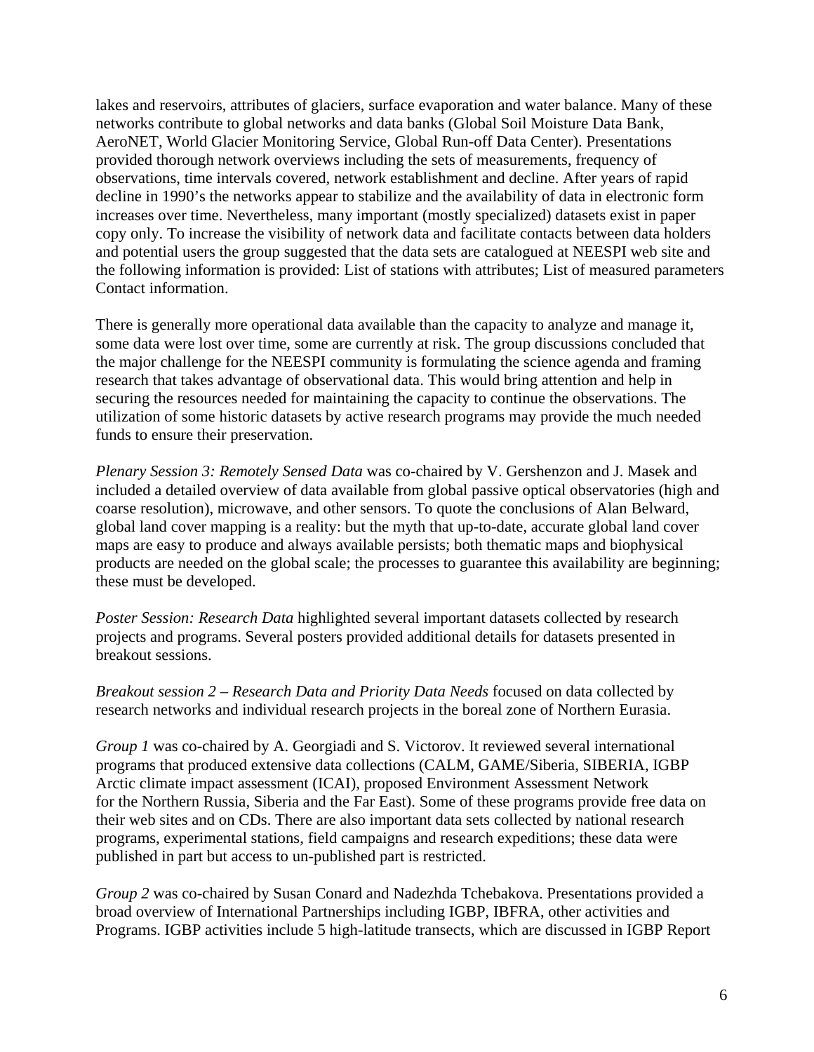lakes and reservoirs, attributes of glaciers, surface evaporation and water balance. Many of these networks contribute to global networks and data banks (Global Soil Moisture Data Bank, AeroNET, World Glacier Monitoring Service, Global Run-off Data Center). Presentations provided thorough network overviews including the sets of measurements, frequency of observations, time intervals covered, network establishment and decline. After years of rapid decline in 1990's the networks appear to stabilize and the availability of data in electronic form increases over time. Nevertheless, many important (mostly specialized) datasets exist in paper copy only. To increase the visibility of network data and facilitate contacts between data holders and potential users the group suggested that the data sets are catalogued at NEESPI web site and the following information is provided: List of stations with attributes; List of measured parameters Contact information.

There is generally more operational data available than the capacity to analyze and manage it, some data were lost over time, some are currently at risk. The group discussions concluded that the major challenge for the NEESPI community is formulating the science agenda and framing research that takes advantage of observational data. This would bring attention and help in securing the resources needed for maintaining the capacity to continue the observations. The utilization of some historic datasets by active research programs may provide the much needed funds to ensure their preservation.

*Plenary Session 3: Remotely Sensed Data* was co-chaired by V. Gershenzon and J. Masek and included a detailed overview of data available from global passive optical observatories (high and coarse resolution), microwave, and other sensors. To quote the conclusions of Alan Belward, global land cover mapping is a reality: but the myth that up-to-date, accurate global land cover maps are easy to produce and always available persists; both thematic maps and biophysical products are needed on the global scale; the processes to guarantee this availability are beginning; these must be developed.

*Poster Session: Research Data* highlighted several important datasets collected by research projects and programs. Several posters provided additional details for datasets presented in breakout sessions.

*Breakout session 2 – Research Data and Priority Data Needs* focused on data collected by research networks and individual research projects in the boreal zone of Northern Eurasia.

*Group 1* was co-chaired by A. Georgiadi and S. Victorov. It reviewed several international programs that produced extensive data collections (CALM, GAME/Siberia, SIBERIA, IGBP Arctic climate impact assessment (ICAI), proposed Environment Assessment Network for the Northern Russia, Siberia and the Far East). Some of these programs provide free data on their web sites and on CDs. There are also important data sets collected by national research programs, experimental stations, field campaigns and research expeditions; these data were published in part but access to un-published part is restricted.

*Group 2* was co-chaired by Susan Conard and Nadezhda Tchebakova. Presentations provided a broad overview of International Partnerships including IGBP, IBFRA, other activities and Programs. IGBP activities include 5 high-latitude transects, which are discussed in IGBP Report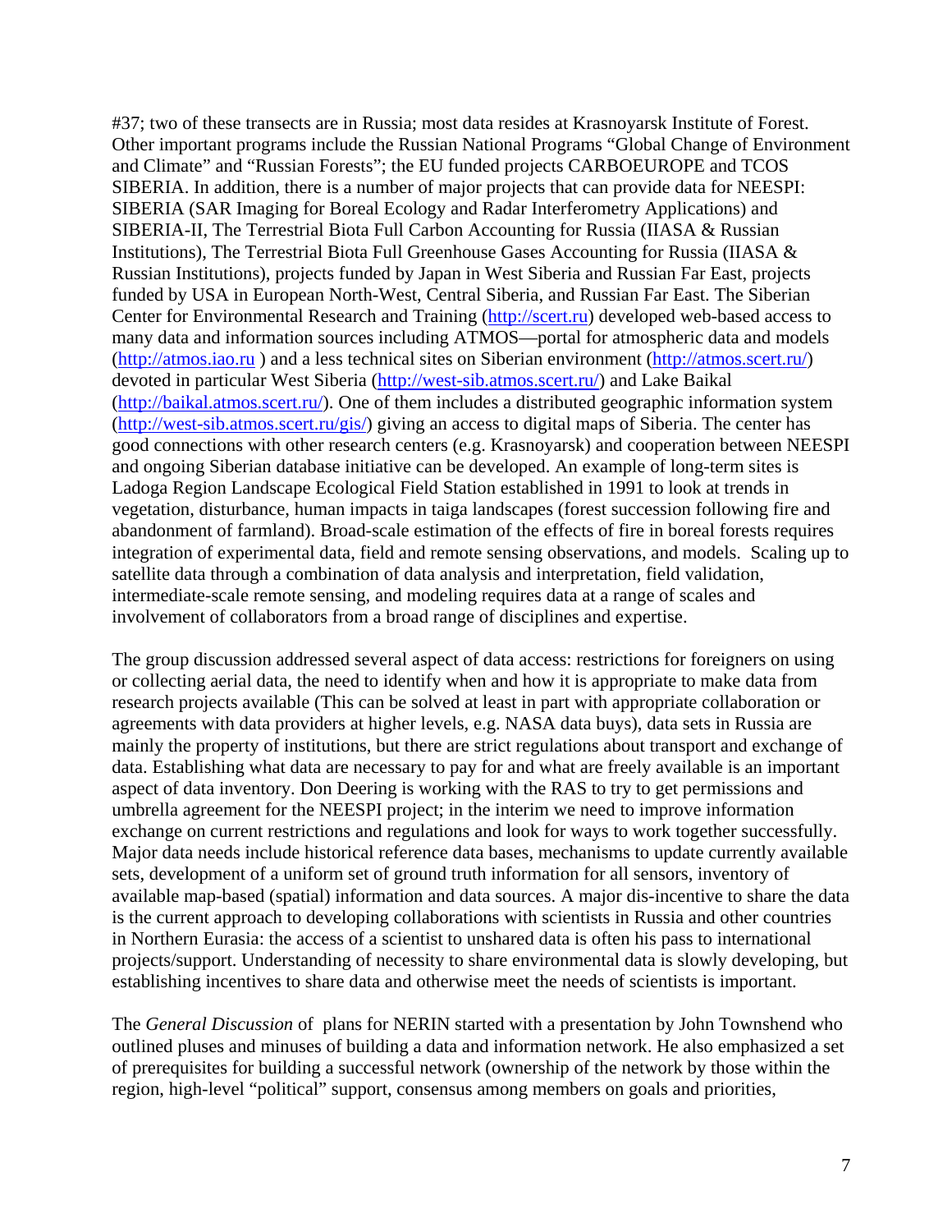#37; two of these transects are in Russia; most data resides at Krasnoyarsk Institute of Forest. Other important programs include the Russian National Programs "Global Change of Environment and Climate" and "Russian Forests"; the EU funded projects CARBOEUROPE and TCOS SIBERIA. In addition, there is a number of major projects that can provide data for NEESPI: SIBERIA (SAR Imaging for Boreal Ecology and Radar Interferometry Applications) and SIBERIA-II, The Terrestrial Biota Full Carbon Accounting for Russia (IIASA & Russian Institutions), The Terrestrial Biota Full Greenhouse Gases Accounting for Russia (IIASA & Russian Institutions), projects funded by Japan in West Siberia and Russian Far East, projects funded by USA in European North-West, Central Siberia, and Russian Far East. The Siberian Center for Environmental Research and Training (http://scert.ru) developed web-based access to many data and information sources including ATMOS—portal for atmospheric data and models (http://atmos.iao.ru ) and a less technical sites on Siberian environment (http://atmos.scert.ru/) devoted in particular West Siberia (http://west-sib.atmos.scert.ru/) and Lake Baikal (http://baikal.atmos.scert.ru/). One of them includes a distributed geographic information system (http://west-sib.atmos.scert.ru/gis/) giving an access to digital maps of Siberia. The center has good connections with other research centers (e.g. Krasnoyarsk) and cooperation between NEESPI and ongoing Siberian database initiative can be developed. An example of long-term sites is Ladoga Region Landscape Ecological Field Station established in 1991 to look at trends in vegetation, disturbance, human impacts in taiga landscapes (forest succession following fire and abandonment of farmland). Broad-scale estimation of the effects of fire in boreal forests requires integration of experimental data, field and remote sensing observations, and models. Scaling up to satellite data through a combination of data analysis and interpretation, field validation, intermediate-scale remote sensing, and modeling requires data at a range of scales and involvement of collaborators from a broad range of disciplines and expertise.

The group discussion addressed several aspect of data access: restrictions for foreigners on using or collecting aerial data, the need to identify when and how it is appropriate to make data from research projects available (This can be solved at least in part with appropriate collaboration or agreements with data providers at higher levels, e.g. NASA data buys), data sets in Russia are mainly the property of institutions, but there are strict regulations about transport and exchange of data. Establishing what data are necessary to pay for and what are freely available is an important aspect of data inventory. Don Deering is working with the RAS to try to get permissions and umbrella agreement for the NEESPI project; in the interim we need to improve information exchange on current restrictions and regulations and look for ways to work together successfully. Major data needs include historical reference data bases, mechanisms to update currently available sets, development of a uniform set of ground truth information for all sensors, inventory of available map-based (spatial) information and data sources. A major dis-incentive to share the data is the current approach to developing collaborations with scientists in Russia and other countries in Northern Eurasia: the access of a scientist to unshared data is often his pass to international projects/support. Understanding of necessity to share environmental data is slowly developing, but establishing incentives to share data and otherwise meet the needs of scientists is important.

The *General Discussion* of plans for NERIN started with a presentation by John Townshend who outlined pluses and minuses of building a data and information network. He also emphasized a set of prerequisites for building a successful network (ownership of the network by those within the region, high-level "political" support, consensus among members on goals and priorities,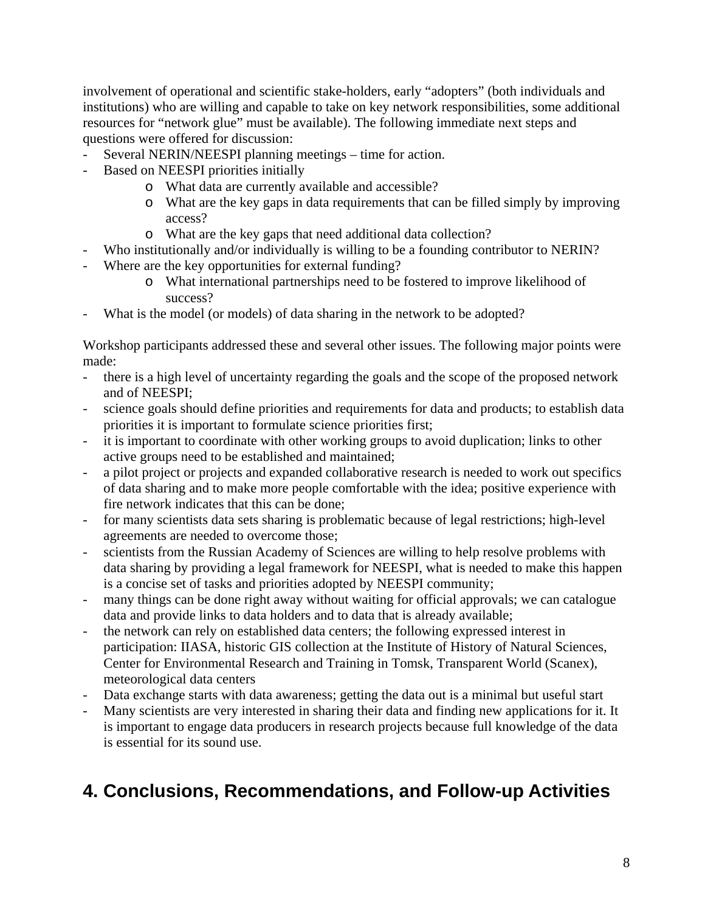involvement of operational and scientific stake-holders, early "adopters" (both individuals and institutions) who are willing and capable to take on key network responsibilities, some additional resources for "network glue" must be available). The following immediate next steps and questions were offered for discussion:

- Several NERIN/NEESPI planning meetings – time for action.
- Based on NEESPI priorities initially
    - What data are currently available and accessible?
    - What are the key gaps in data requirements that can be filled simply by improving access?
    - What are the key gaps that need additional data collection?
- Who institutionally and/or individually is willing to be a founding contributor to NERIN?
- Where are the key opportunities for external funding?
    - What international partnerships need to be fostered to improve likelihood of success?
- What is the model (or models) of data sharing in the network to be adopted?

Workshop participants addressed these and several other issues. The following major points were made:

- there is a high level of uncertainty regarding the goals and the scope of the proposed network and of NEESPI;
- science goals should define priorities and requirements for data and products; to establish data priorities it is important to formulate science priorities first;
- it is important to coordinate with other working groups to avoid duplication; links to other active groups need to be established and maintained;
- a pilot project or projects and expanded collaborative research is needed to work out specifics of data sharing and to make more people comfortable with the idea; positive experience with fire network indicates that this can be done;
- for many scientists data sets sharing is problematic because of legal restrictions; high-level agreements are needed to overcome those;
- scientists from the Russian Academy of Sciences are willing to help resolve problems with data sharing by providing a legal framework for NEESPI, what is needed to make this happen is a concise set of tasks and priorities adopted by NEESPI community;
- many things can be done right away without waiting for official approvals; we can catalogue data and provide links to data holders and to data that is already available;
- the network can rely on established data centers; the following expressed interest in participation: IIASA, historic GIS collection at the Institute of History of Natural Sciences, Center for Environmental Research and Training in Tomsk, Transparent World (Scanex), meteorological data centers
- Data exchange starts with data awareness; getting the data out is a minimal but useful start
- Many scientists are very interested in sharing their data and finding new applications for it. It is important to engage data producers in research projects because full knowledge of the data is essential for its sound use.

# 4. Conclusions, Recommendations, and Follow-up Activities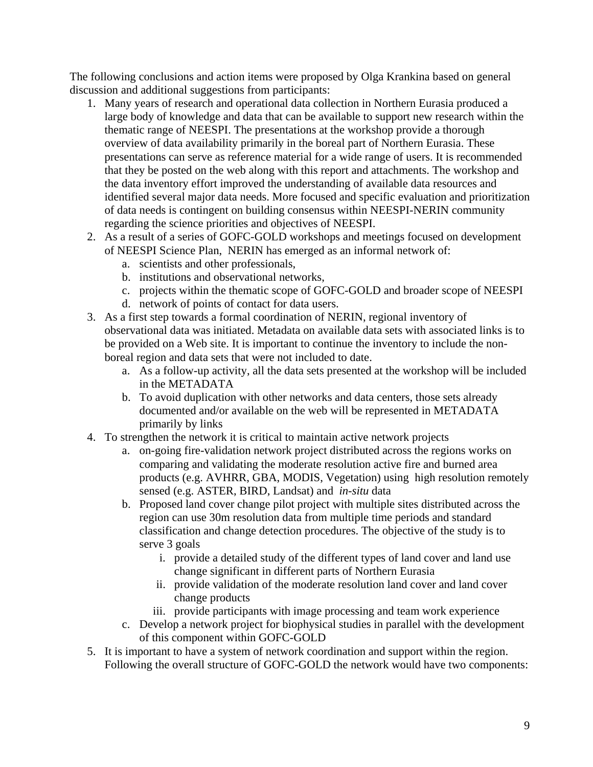The following conclusions and action items were proposed by Olga Krankina based on general discussion and additional suggestions from participants:

1. Many years of research and operational data collection in Northern Eurasia produced a large body of knowledge and data that can be available to support new research within the thematic range of NEESPI. The presentations at the workshop provide a thorough overview of data availability primarily in the boreal part of Northern Eurasia. These presentations can serve as reference material for a wide range of users. It is recommended that they be posted on the web along with this report and attachments. The workshop and the data inventory effort improved the understanding of available data resources and identified several major data needs. More focused and specific evaluation and prioritization of data needs is contingent on building consensus within NEESPI-NERIN community regarding the science priorities and objectives of NEESPI.
2. As a result of a series of GOFC-GOLD workshops and meetings focused on development of NEESPI Science Plan, NERIN has emerged as an informal network of:
   a. scientists and other professionals,
   b. institutions and observational networks,
   c. projects within the thematic scope of GOFC-GOLD and broader scope of NEESPI
   d. network of points of contact for data users.
3. As a first step towards a formal coordination of NERIN, regional inventory of observational data was initiated. Metadata on available data sets with associated links is to be provided on a Web site. It is important to continue the inventory to include the non-boreal region and data sets that were not included to date.
   a. As a follow-up activity, all the data sets presented at the workshop will be included in the METADATA
   b. To avoid duplication with other networks and data centers, those sets already documented and/or available on the web will be represented in METADATA primarily by links
4. To strengthen the network it is critical to maintain active network projects
   a. on-going fire-validation network project distributed across the regions works on comparing and validating the moderate resolution active fire and burned area products (e.g. AVHRR, GBA, MODIS, Vegetation) using high resolution remotely sensed (e.g. ASTER, BIRD, Landsat) and *in-situ* data
   b. Proposed land cover change pilot project with multiple sites distributed across the region can use 30m resolution data from multiple time periods and standard classification and change detection procedures. The objective of the study is to serve 3 goals
      i. provide a detailed study of the different types of land cover and land use change significant in different parts of Northern Eurasia
      ii. provide validation of the moderate resolution land cover and land cover change products
      iii. provide participants with image processing and team work experience
   c. Develop a network project for biophysical studies in parallel with the development of this component within GOFC-GOLD
5. It is important to have a system of network coordination and support within the region. Following the overall structure of GOFC-GOLD the network would have two components: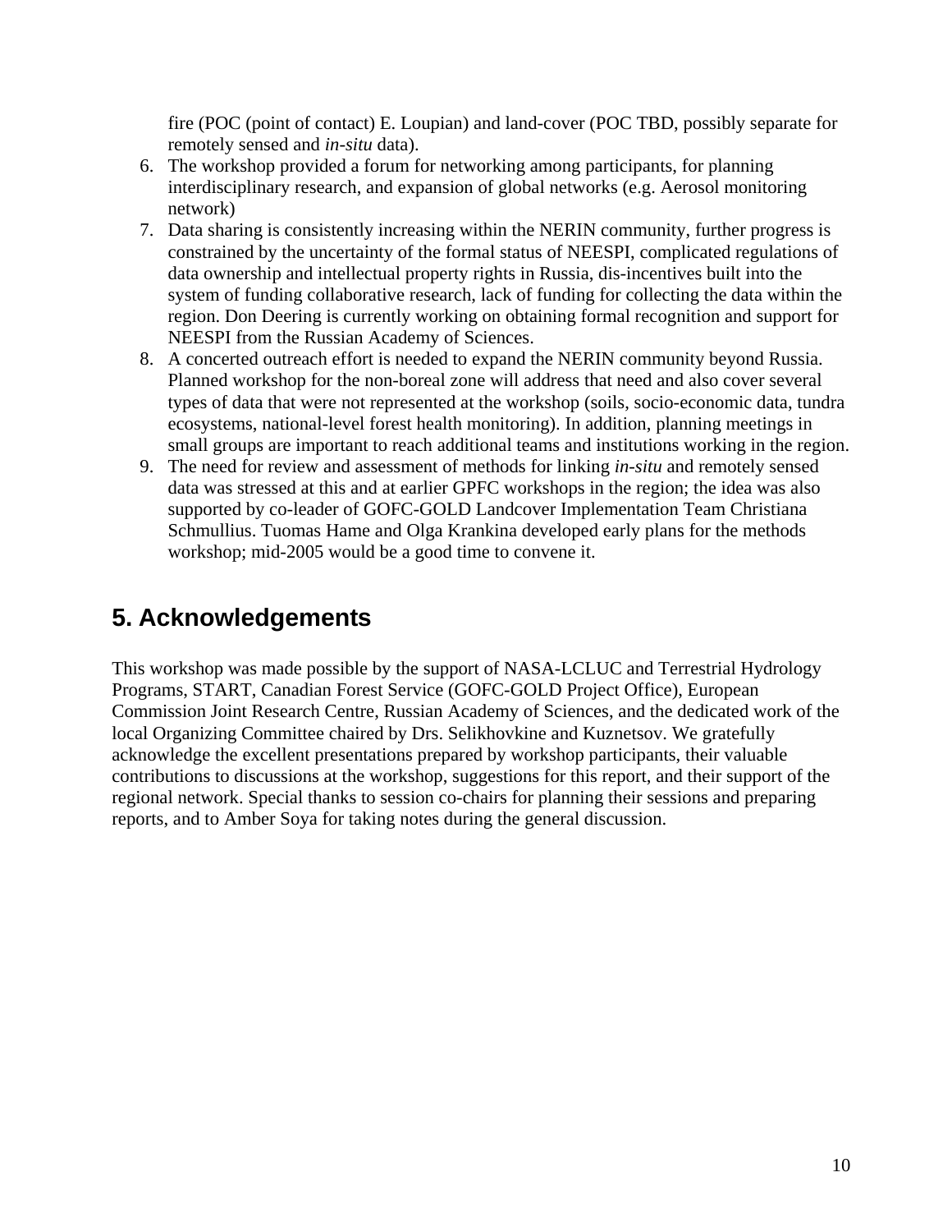fire (POC (point of contact) E. Loupian) and land-cover (POC TBD, possibly separate for remotely sensed and *in-situ* data).

6. The workshop provided a forum for networking among participants, for planning interdisciplinary research, and expansion of global networks (e.g. Aerosol monitoring network)
7. Data sharing is consistently increasing within the NERIN community, further progress is constrained by the uncertainty of the formal status of NEESPI, complicated regulations of data ownership and intellectual property rights in Russia, dis-incentives built into the system of funding collaborative research, lack of funding for collecting the data within the region. Don Deering is currently working on obtaining formal recognition and support for NEESPI from the Russian Academy of Sciences.
8. A concerted outreach effort is needed to expand the NERIN community beyond Russia. Planned workshop for the non-boreal zone will address that need and also cover several types of data that were not represented at the workshop (soils, socio-economic data, tundra ecosystems, national-level forest health monitoring). In addition, planning meetings in small groups are important to reach additional teams and institutions working in the region.
9. The need for review and assessment of methods for linking *in-situ* and remotely sensed data was stressed at this and at earlier GPFC workshops in the region; the idea was also supported by co-leader of GOFC-GOLD Landcover Implementation Team Christiana Schmullius. Tuomas Hame and Olga Krankina developed early plans for the methods workshop; mid-2005 would be a good time to convene it.

## 5. Acknowledgements

This workshop was made possible by the support of NASA-LCLUC and Terrestrial Hydrology Programs, START, Canadian Forest Service (GOFC-GOLD Project Office), European Commission Joint Research Centre, Russian Academy of Sciences, and the dedicated work of the local Organizing Committee chaired by Drs. Selikhovkine and Kuznetsov. We gratefully acknowledge the excellent presentations prepared by workshop participants, their valuable contributions to discussions at the workshop, suggestions for this report, and their support of the regional network. Special thanks to session co-chairs for planning their sessions and preparing reports, and to Amber Soya for taking notes during the general discussion.